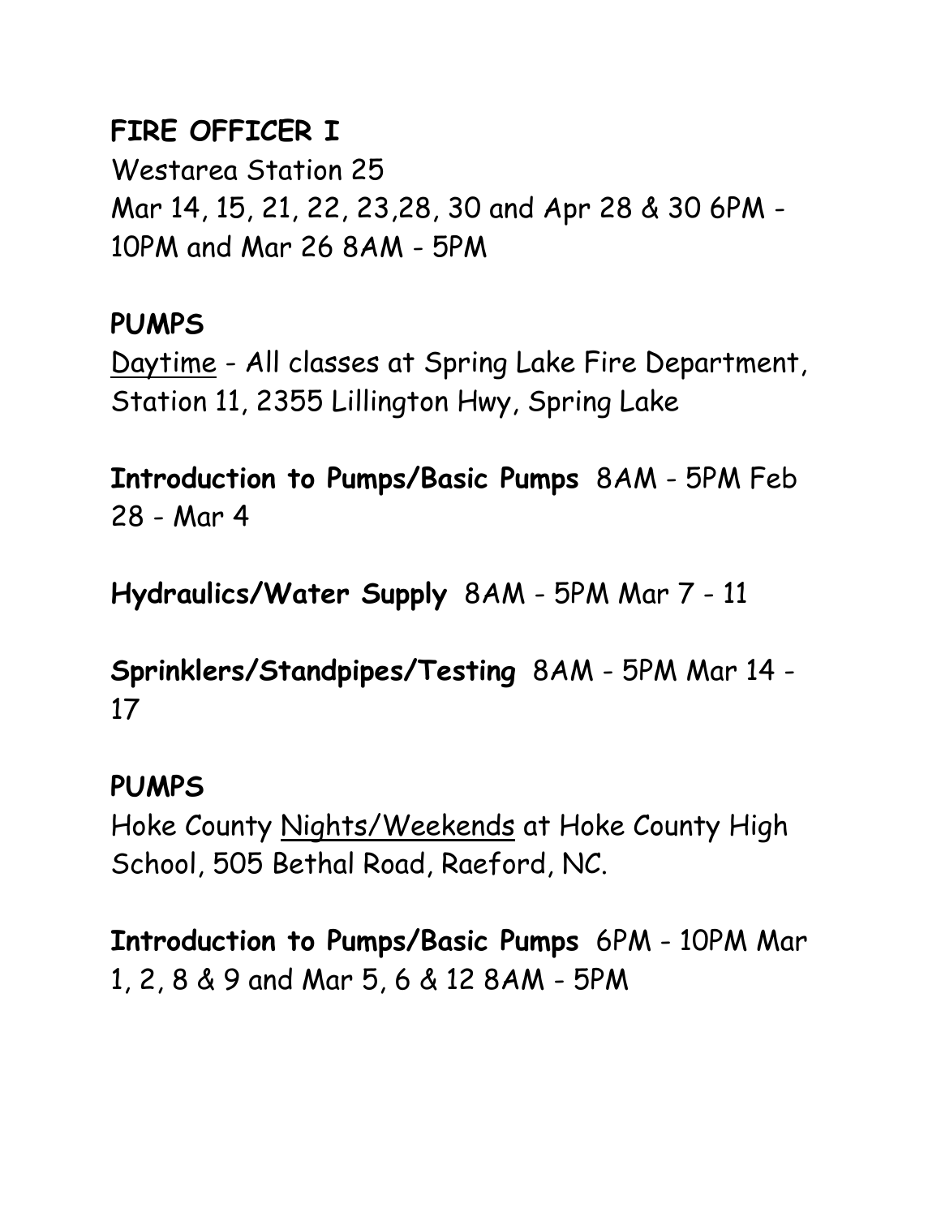**FIRE OFFICER I**

Westarea Station 25

Mar 14, 15, 21, 22, 23,28, 30 and Apr 28 & 30 6PM - 10PM and Mar 26 8AM - 5PM

**PUMPS**

<u>Daytime</u> - All classes at Spring Lake Fire Department, Station 11, 2355 Lillington Hwy, Spring Lake

**Introduction to Pumps/Basic Pumps** 8AM - 5PM Feb 28 - Mar 4

**Hydraulics/Water Supply** 8AM - 5PM Mar 7 - 11

**Sprinklers/Standpipes/Testing** 8AM - 5PM Mar 14 - 17

**PUMPS**

Hoke County <u>Nights/Weekends</u> at Hoke County High School, 505 Bethal Road, Raeford, NC.

**Introduction to Pumps/Basic Pumps** 6PM - 10PM Mar 1, 2, 8 & 9 and Mar 5, 6 & 12 8AM - 5PM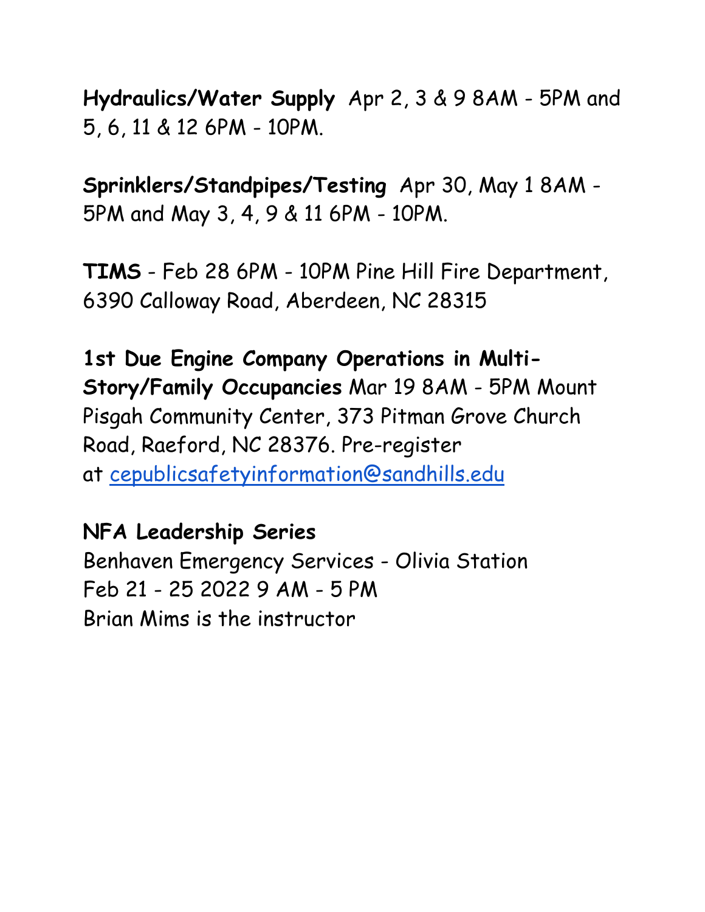**Hydraulics/Water Supply** Apr 2, 3 & 9 8AM - 5PM and 5, 6, 11 & 12 6PM - 10PM.

**Sprinklers/Standpipes/Testing** Apr 30, May 1 8AM - 5PM and May 3, 4, 9 & 11 6PM - 10PM.

**TIMS** - Feb 28 6PM - 10PM Pine Hill Fire Department, 6390 Calloway Road, Aberdeen, NC 28315

**1st Due Engine Company Operations in Multi-Story/Family Occupancies** Mar 19 8AM - 5PM Mount Pisgah Community Center, 373 Pitman Grove Church Road, Raeford, NC 28376. Pre-register at cepublicsafetyinformation@sandhills.edu

**NFA Leadership Series**
Benhaven Emergency Services - Olivia Station
Feb 21 - 25 2022 9 AM - 5 PM
Brian Mims is the instructor